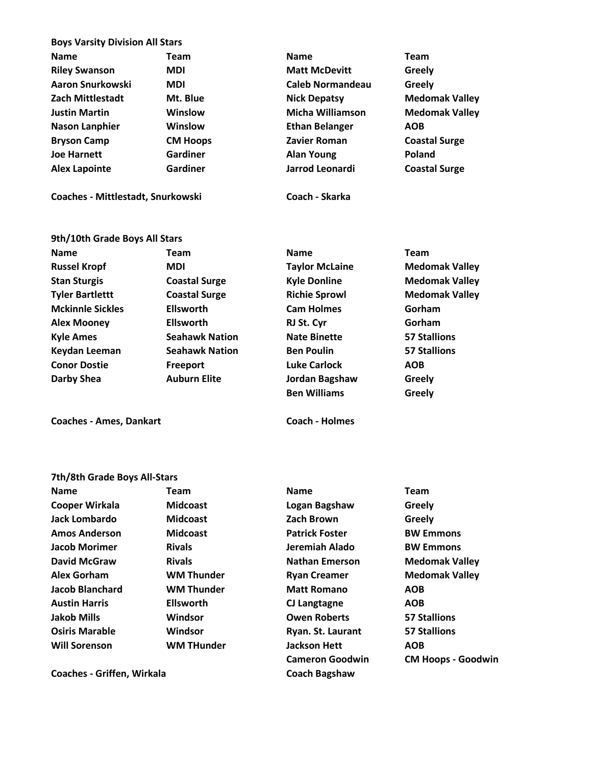## Boys Varsity Division All Stars

| Name | Team | Name | Team |
|---|---|---|---|
| Riley Swanson | MDI | Matt McDevitt | Greely |
| Aaron Snurkowski | MDI | Caleb Normandeau | Greely |
| Zach Mittlestadt | Mt. Blue | Nick Depatsy | Medomak Valley |
| Justin Martin | Winslow | Micha Williamson | Medomak Valley |
| Nason Lanphier | Winslow | Ethan Belanger | AOB |
| Bryson Camp | CM Hoops | Zavier Roman | Coastal Surge |
| Joe Harnett | Gardiner | Alan Young | Poland |
| Alex Lapointe | Gardiner | Jarrod Leonardi | Coastal Surge |

**Coaches - Mittlestadt, Snurkowski**

**Coach - Skarka**

## 9th/10th Grade Boys All Stars

| Name | Team | Name | Team |
|---|---|---|---|
| Russel Kropf | MDI | Taylor McLaine | Medomak Valley |
| Stan Sturgis | Coastal Surge | Kyle Donline | Medomak Valley |
| Tyler Bartlettt | Coastal Surge | Richie Sprowl | Medomak Valley |
| Mckinnle Sickles | Ellsworth | Cam Holmes | Gorham |
| Alex Mooney | Ellsworth | RJ St. Cyr | Gorham |
| Kyle Ames | Seahawk Nation | Nate Binette | 57 Stallions |
| Keydan Leeman | Seahawk Nation | Ben Poulin | 57 Stallions |
| Conor Dostie | Freeport | Luke Carlock | AOB |
| Darby Shea | Auburn Elite | Jordan Bagshaw | Greely |
| | | Ben Williams | Greely |

**Coaches - Ames, Dankart**

**Coach - Holmes**

## 7th/8th Grade Boys All-Stars

| Name | Team | Name | Team |
|---|---|---|---|
| Cooper Wirkala | Midcoast | Logan Bagshaw | Greely |
| Jack Lombardo | Midcoast | Zach Brown | Greely |
| Amos Anderson | Midcoast | Patrick Foster | BW Emmons |
| Jacob Morimer | Rivals | Jeremiah Alado | BW Emmons |
| David McGraw | Rivals | Nathan Emerson | Medomak Valley |
| Alex Gorham | WM Thunder | Ryan Creamer | Medomak Valley |
| Jacob Blanchard | WM Thunder | Matt Romano | AOB |
| Austin Harris | Ellsworth | CJ Langtagne | AOB |
| Jakob Mills | Windsor | Owen Roberts | 57 Stallions |
| Osiris Marable | Windsor | Ryan. St. Laurant | 57 Stallions |
| Will Sorenson | WM THunder | Jackson Hett | AOB |
| | | Cameron Goodwin | CM Hoops - Goodwin |

**Coaches - Griffen, Wirkala**

**Coach Bagshaw**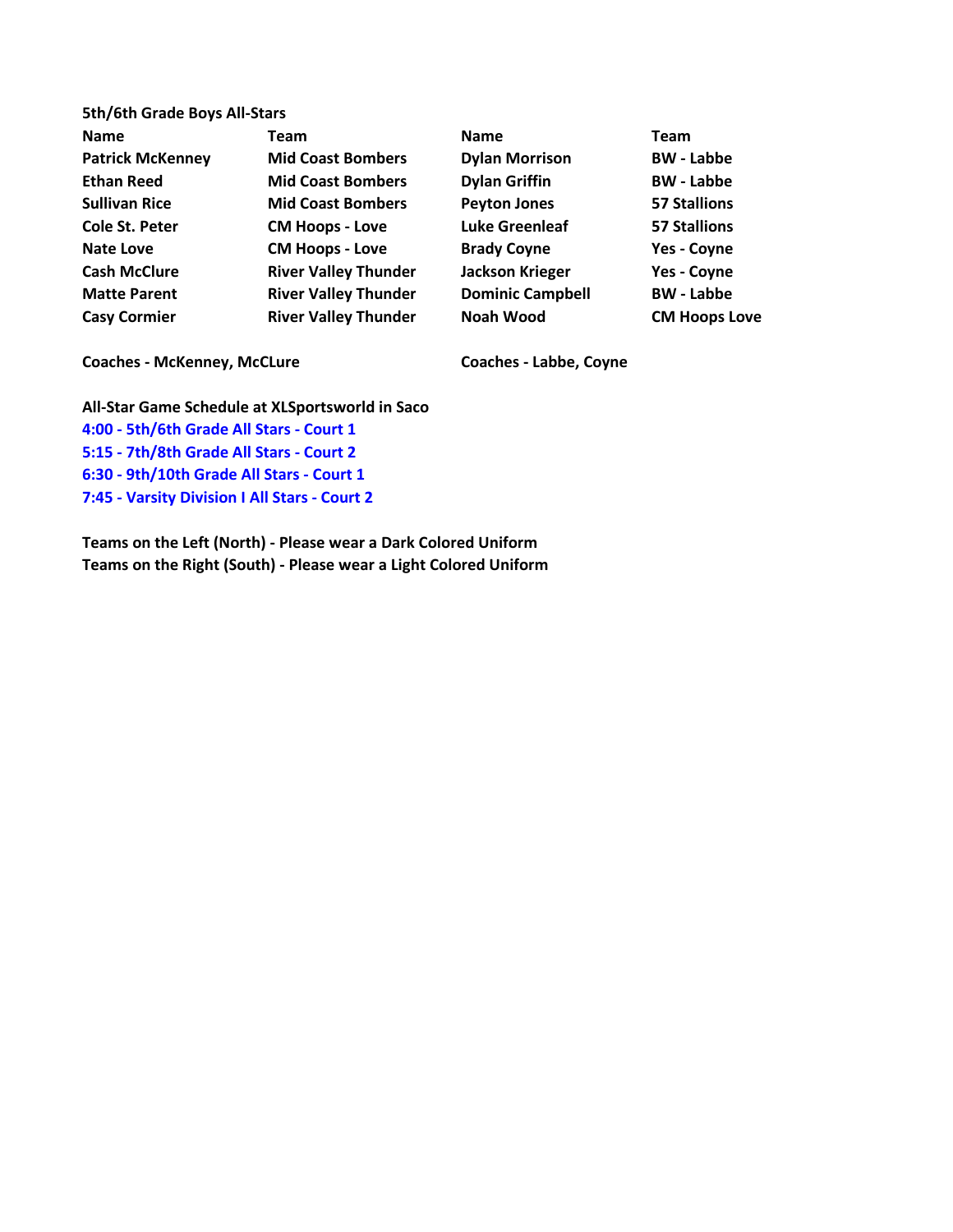**5th/6th Grade Boys All-Stars**

| Name | Team | Name | Team |
|---|---|---|---|
| Patrick McKenney | Mid Coast Bombers | Dylan Morrison | BW - Labbe |
| Ethan Reed | Mid Coast Bombers | Dylan Griffin | BW - Labbe |
| Sullivan Rice | Mid Coast Bombers | Peyton Jones | 57 Stallions |
| Cole St. Peter | CM Hoops - Love | Luke Greenleaf | 57 Stallions |
| Nate Love | CM Hoops - Love | Brady Coyne | Yes - Coyne |
| Cash McClure | River Valley Thunder | Jackson Krieger | Yes - Coyne |
| Matte Parent | River Valley Thunder | Dominic Campbell | BW - Labbe |
| Casy Cormier | River Valley Thunder | Noah Wood | CM Hoops Love |

**Coaches - McKenney, McCLure**

**Coaches - Labbe, Coyne**

**All-Star Game Schedule at XLSportsworld in Saco**

**4:00 - 5th/6th Grade All Stars - Court 1**
**5:15 - 7th/8th Grade All Stars - Court 2**
**6:30 - 9th/10th Grade All Stars - Court 1**
**7:45 - Varsity Division I All Stars - Court 2**

**Teams on the Left (North) - Please wear a Dark Colored Uniform**
**Teams on the Right (South) - Please wear a Light Colored Uniform**